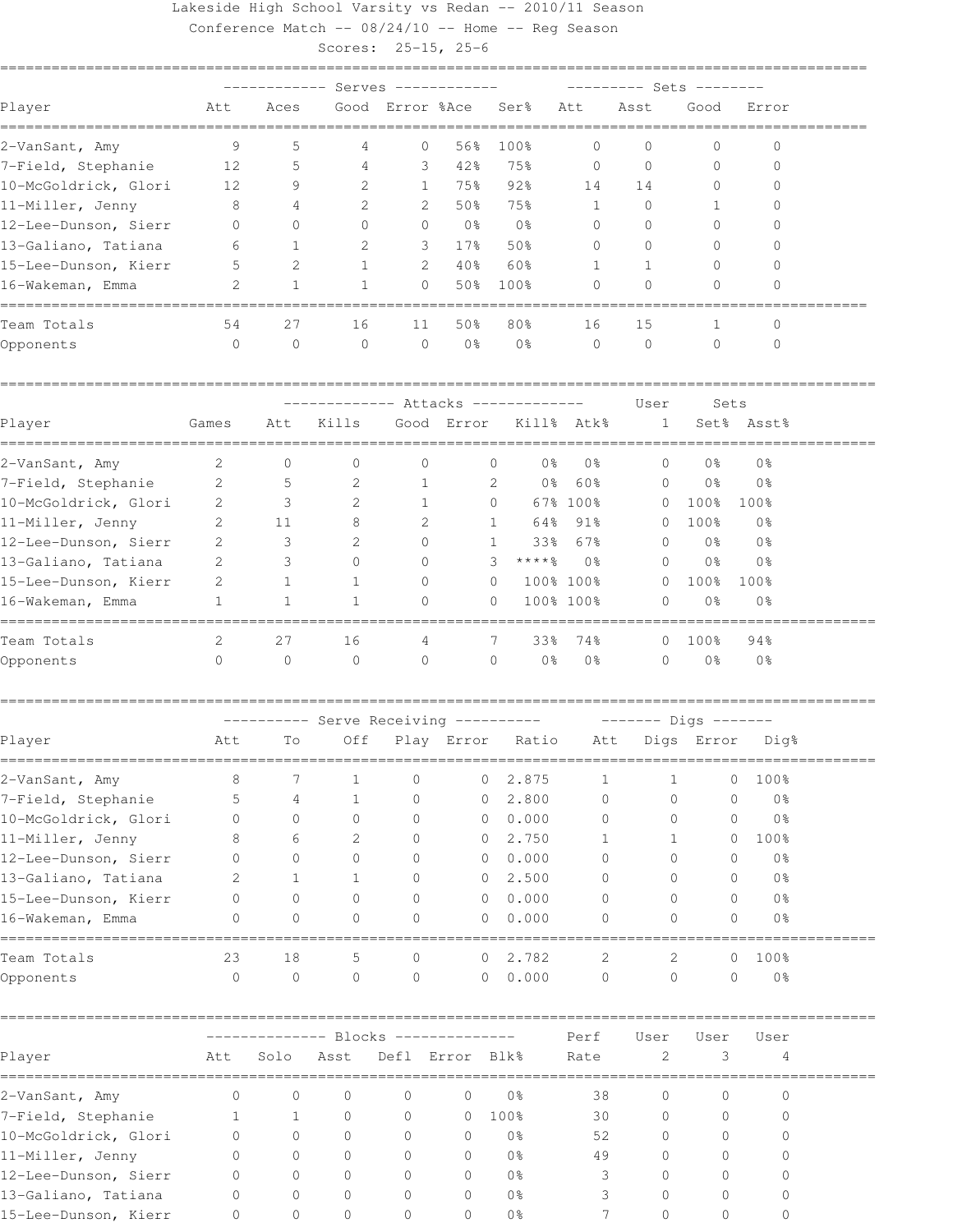Lakeside High School Varsity vs Redan -- 2010/11 Season

Conference Match -- 08/24/10 -- Home -- Reg Season

Scores: 25-15, 25-6

| | Serves | | | | | | Sets | | | |
|---|---|---|---|---|---|---|---|---|---|---|
| Player | Att | Aces | Good | Error | %Ace | Ser% | Att | Asst | Good | Error |
| 2-VanSant, Amy | 9 | 5 | 4 | 0 | 56% | 100% | 0 | 0 | 0 | 0 |
| 7-Field, Stephanie | 12 | 5 | 4 | 3 | 42% | 75% | 0 | 0 | 0 | 0 |
| 10-McGoldrick, Glori | 12 | 9 | 2 | 1 | 75% | 92% | 14 | 14 | 0 | 0 |
| 11-Miller, Jenny | 8 | 4 | 2 | 2 | 50% | 75% | 1 | 0 | 1 | 0 |
| 12-Lee-Dunson, Sierr | 0 | 0 | 0 | 0 | 0% | 0% | 0 | 0 | 0 | 0 |
| 13-Galiano, Tatiana | 6 | 1 | 2 | 3 | 17% | 50% | 0 | 0 | 0 | 0 |
| 15-Lee-Dunson, Kierr | 5 | 2 | 1 | 2 | 40% | 60% | 1 | 1 | 0 | 0 |
| 16-Wakeman, Emma | 2 | 1 | 1 | 0 | 50% | 100% | 0 | 0 | 0 | 0 |
| Team Totals | 54 | 27 | 16 | 11 | 50% | 80% | 16 | 15 | 1 | 0 |
| Opponents | 0 | 0 | 0 | 0 | 0% | 0% | 0 | 0 | 0 | 0 |

| | | Attacks | | | | | | User | Sets | |
|---|---|---|---|---|---|---|---|---|---|---|
| Player | Games | Att | Kills | Good | Error | Kill% | Atk% | 1 | Set% | Asst% |
| 2-VanSant, Amy | 2 | 0 | 0 | 0 | 0 | 0% | 0% | 0 | 0% | 0% |
| 7-Field, Stephanie | 2 | 5 | 2 | 1 | 2 | 0% | 60% | 0 | 0% | 0% |
| 10-McGoldrick, Glori | 2 | 3 | 2 | 1 | 0 | 67% | 100% | 0 | 100% | 100% |
| 11-Miller, Jenny | 2 | 11 | 8 | 2 | 1 | 64% | 91% | 0 | 100% | 0% |
| 12-Lee-Dunson, Sierr | 2 | 3 | 2 | 0 | 1 | 33% | 67% | 0 | 0% | 0% |
| 13-Galiano, Tatiana | 2 | 3 | 0 | 0 | 3 | ****% | 0% | 0 | 0% | 0% |
| 15-Lee-Dunson, Kierr | 2 | 1 | 1 | 0 | 0 | 100% | 100% | 0 | 100% | 100% |
| 16-Wakeman, Emma | 1 | 1 | 1 | 0 | 0 | 100% | 100% | 0 | 0% | 0% |
| Team Totals | 2 | 27 | 16 | 4 | 7 | 33% | 74% | 0 | 100% | 94% |
| Opponents | 0 | 0 | 0 | 0 | 0 | 0% | 0% | 0 | 0% | 0% |

| | Serve Receiving | | | | | | Digs | | | |
|---|---|---|---|---|---|---|---|---|---|---|
| Player | Att | To | Off | Play | Error | Ratio | Att | Digs | Error | Dig% |
| 2-VanSant, Amy | 8 | 7 | 1 | 0 | 0 | 2.875 | 1 | 1 | 0 | 100% |
| 7-Field, Stephanie | 5 | 4 | 1 | 0 | 0 | 2.800 | 0 | 0 | 0 | 0% |
| 10-McGoldrick, Glori | 0 | 0 | 0 | 0 | 0 | 0.000 | 0 | 0 | 0 | 0% |
| 11-Miller, Jenny | 8 | 6 | 2 | 0 | 0 | 2.750 | 1 | 1 | 0 | 100% |
| 12-Lee-Dunson, Sierr | 0 | 0 | 0 | 0 | 0 | 0.000 | 0 | 0 | 0 | 0% |
| 13-Galiano, Tatiana | 2 | 1 | 1 | 0 | 0 | 2.500 | 0 | 0 | 0 | 0% |
| 15-Lee-Dunson, Kierr | 0 | 0 | 0 | 0 | 0 | 0.000 | 0 | 0 | 0 | 0% |
| 16-Wakeman, Emma | 0 | 0 | 0 | 0 | 0 | 0.000 | 0 | 0 | 0 | 0% |
| Team Totals | 23 | 18 | 5 | 0 | 0 | 2.782 | 2 | 2 | 0 | 100% |
| Opponents | 0 | 0 | 0 | 0 | 0 | 0.000 | 0 | 0 | 0 | 0% |

| | Blocks | | | | | | Perf | User | User | User |
|---|---|---|---|---|---|---|---|---|---|---|
| Player | Att | Solo | Asst | Defl | Error | Blk% | Rate | 2 | 3 | 4 |
| 2-VanSant, Amy | 0 | 0 | 0 | 0 | 0 | 0% | 38 | 0 | 0 | 0 |
| 7-Field, Stephanie | 1 | 1 | 0 | 0 | 0 | 100% | 30 | 0 | 0 | 0 |
| 10-McGoldrick, Glori | 0 | 0 | 0 | 0 | 0 | 0% | 52 | 0 | 0 | 0 |
| 11-Miller, Jenny | 0 | 0 | 0 | 0 | 0 | 0% | 49 | 0 | 0 | 0 |
| 12-Lee-Dunson, Sierr | 0 | 0 | 0 | 0 | 0 | 0% | 3 | 0 | 0 | 0 |
| 13-Galiano, Tatiana | 0 | 0 | 0 | 0 | 0 | 0% | 3 | 0 | 0 | 0 |
| 15-Lee-Dunson, Kierr | 0 | 0 | 0 | 0 | 0 | 0% | 7 | 0 | 0 | 0 |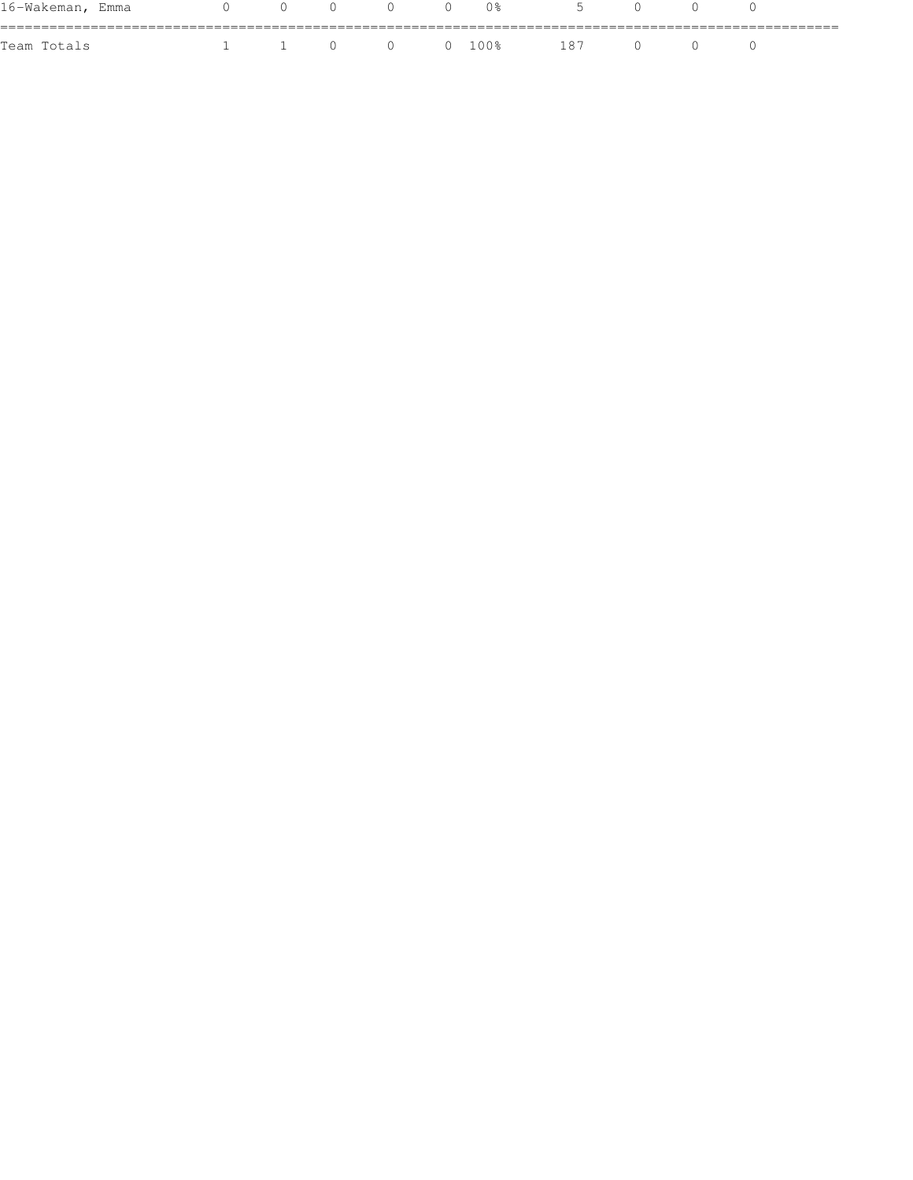| | | | | | | | | | | |
|---|---|---|---|---|---|---|---|---|---|---|
| 16-Wakeman, Emma | 0 | 0 | 0 | 0 | 0 | 0% | 5 | 0 | 0 | 0 |
| Team Totals | 1 | 1 | 0 | 0 | 0 | 100% | 187 | 0 | 0 | 0 |